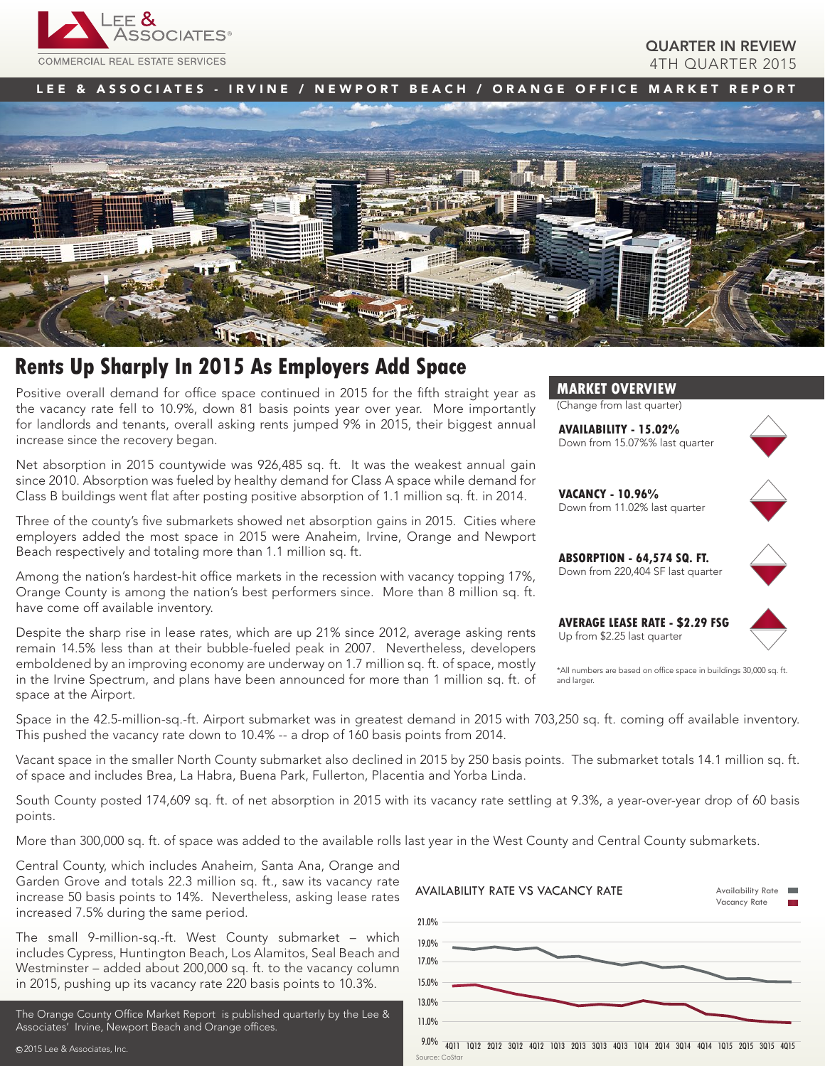LEE & ASSOCIATES®
COMMERCIAL REAL ESTATE SERVICES

QUARTER IN REVIEW
4TH QUARTER 2015

LEE & ASSOCIATES - IRVINE / NEWPORT BEACH / ORANGE OFFICE MARKET REPORT

# Rents Up Sharply In 2015 As Employers Add Space

Positive overall demand for office space continued in 2015 for the fifth straight year as the vacancy rate fell to 10.9%, down 81 basis points year over year. More importantly for landlords and tenants, overall asking rents jumped 9% in 2015, their biggest annual increase since the recovery began.

Net absorption in 2015 countywide was 926,485 sq. ft. It was the weakest annual gain since 2010. Absorption was fueled by healthy demand for Class A space while demand for Class B buildings went flat after posting positive absorption of 1.1 million sq. ft. in 2014.

Three of the county's five submarkets showed net absorption gains in 2015. Cities where employers added the most space in 2015 were Anaheim, Irvine, Orange and Newport Beach respectively and totaling more than 1.1 million sq. ft.

Among the nation's hardest-hit office markets in the recession with vacancy topping 17%, Orange County is among the nation's best performers since. More than 8 million sq. ft. have come off available inventory.

Despite the sharp rise in lease rates, which are up 21% since 2012, average asking rents remain 14.5% less than at their bubble-fueled peak in 2007. Nevertheless, developers emboldened by an improving economy are underway on 1.7 million sq. ft. of space, mostly in the Irvine Spectrum, and plans have been announced for more than 1 million sq. ft. of space at the Airport.

Space in the 42.5-million-sq.-ft. Airport submarket was in greatest demand in 2015 with 703,250 sq. ft. coming off available inventory. This pushed the vacancy rate down to 10.4% -- a drop of 160 basis points from 2014.

Vacant space in the smaller North County submarket also declined in 2015 by 250 basis points. The submarket totals 14.1 million sq. ft. of space and includes Brea, La Habra, Buena Park, Fullerton, Placentia and Yorba Linda.

South County posted 174,609 sq. ft. of net absorption in 2015 with its vacancy rate settling at 9.3%, a year-over-year drop of 60 basis points.

More than 300,000 sq. ft. of space was added to the available rolls last year in the West County and Central County submarkets.

Central County, which includes Anaheim, Santa Ana, Orange and Garden Grove and totals 22.3 million sq. ft., saw its vacancy rate increase 50 basis points to 14%. Nevertheless, asking lease rates increased 7.5% during the same period.

The small 9-million-sq.-ft. West County submarket – which includes Cypress, Huntington Beach, Los Alamitos, Seal Beach and Westminster – added about 200,000 sq. ft. to the vacancy column in 2015, pushing up its vacancy rate 220 basis points to 10.3%.

## MARKET OVERVIEW

(Change from last quarter)

**AVAILABILITY - 15.02%**
Down from 15.07%% last quarter

**VACANCY - 10.96%**
Down from 11.02% last quarter

**ABSORPTION - 64,574 SQ. FT.**
Down from 220,404 SF last quarter

**AVERAGE LEASE RATE - $2.29 FSG**
Up from $2.25 last quarter

*All numbers are based on office space in buildings 30,000 sq. ft. and larger.

AVAILABILITY RATE VS VACANCY RATE

Availability Rate
Vacancy Rate

21.0% 19.0% 17.0% 15.0% 13.0% 11.0% 9.0%

4Q11 1Q12 2Q12 3Q12 4Q12 1Q13 2Q13 3Q13 4Q13 1Q14 2Q14 3Q14 4Q14 1Q15 2Q15 3Q15 4Q15

Source: CoStar

The Orange County Office Market Report is published quarterly by the Lee & Associates' Irvine, Newport Beach and Orange offices.

©2015 Lee & Associates, Inc.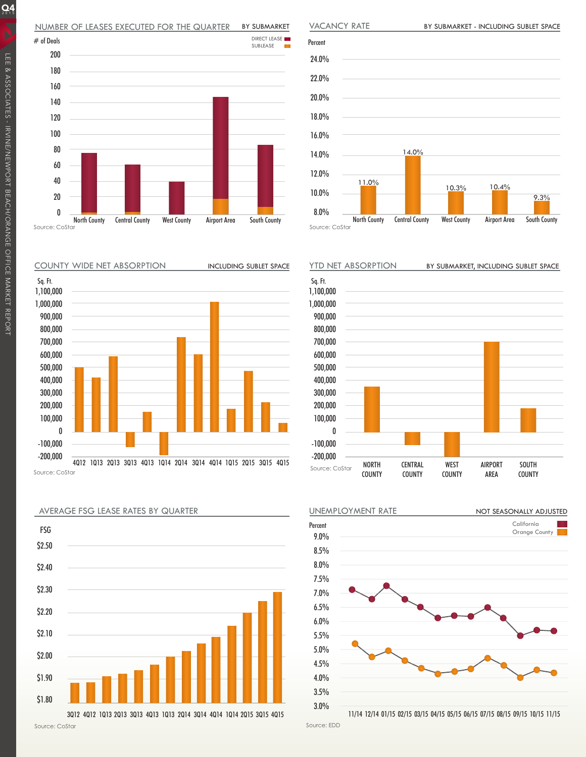## NUMBER OF LEASES EXECUTED FOR THE QUARTER — BY SUBMARKET

# of Deals

DIRECT LEASE
SUBLEASE

200, 180, 160, 140, 120, 100, 80, 60, 40, 20, 0

North County · Central County · West County · Airport Area · South County

Source: CoStar

## VACANCY RATE — BY SUBMARKET - INCLUDING SUBLET SPACE

Percent

| North County | Central County | West County | Airport Area | South County |
|---|---|---|---|---|
| 11.0% | 14.0% | 10.3% | 10.4% | 9.3% |

Source: CoStar

## COUNTY WIDE NET ABSORPTION — INCLUDING SUBLET SPACE

Sq. Ft.

1,100,000 … -200,000

4Q12 1Q13 2Q13 3Q13 4Q13 1Q14 2Q14 3Q14 4Q14 1Q15 2Q15 3Q15 4Q15

Source: CoStar

## YTD NET ABSORPTION — BY SUBMARKET, INCLUDING SUBLET SPACE

Sq. Ft.

1,100,000 … -200,000

NORTH COUNTY · CENTRAL COUNTY · WEST COUNTY · AIRPORT AREA · SOUTH COUNTY

Source: CoStar

## AVERAGE FSG LEASE RATES BY QUARTER

FSG

$2.50, $2.40, $2.30, $2.20, $2.10, $2.00, $1.90, $1.80

3Q12 4Q12 1Q13 2Q13 3Q13 4Q13 1Q13 2Q14 3Q14 4Q14 1Q14 2Q15 3Q15 4Q15

Source: CoStar

## UNEMPLOYMENT RATE — NOT SEASONALLY ADJUSTED

Percent

California
Orange County

9.0% … 3.0%

11/14 12/14 01/15 02/15 03/15 04/15 05/15 06/15 07/15 08/15 09/15 10/15 11/15

Source: EDD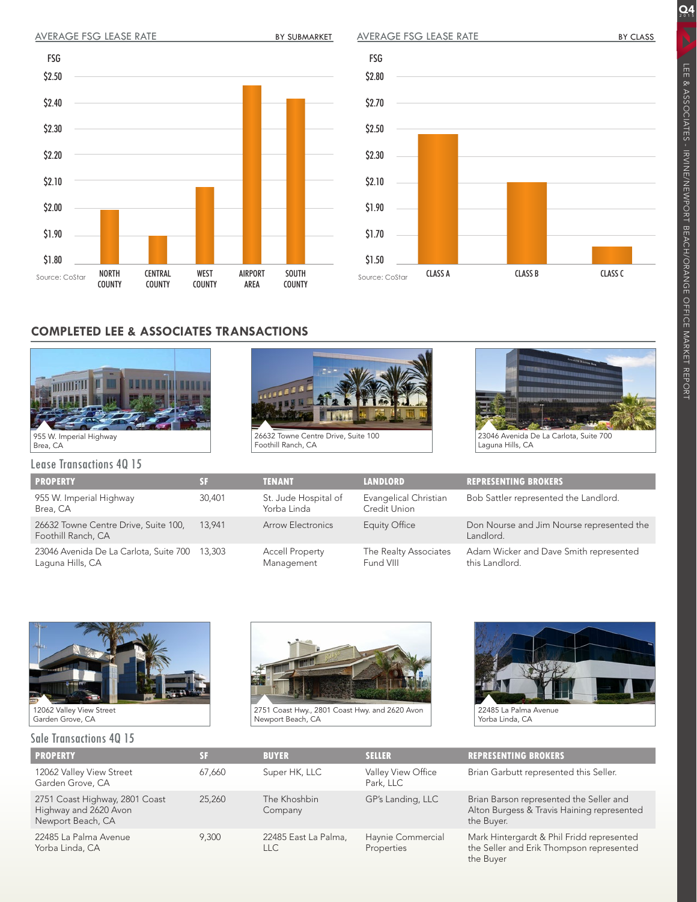## AVERAGE FSG LEASE RATE — BY SUBMARKET

FSG

Submarkets: NORTH COUNTY, CENTRAL COUNTY, WEST COUNTY, AIRPORT AREA, SOUTH COUNTY

Source: CoStar

## AVERAGE FSG LEASE RATE — BY CLASS

FSG

Classes: CLASS A, CLASS B, CLASS C

Source: CoStar

## COMPLETED LEE & ASSOCIATES TRANSACTIONS

955 W. Imperial Highway
Brea, CA

26632 Towne Centre Drive, Suite 100
Foothill Ranch, CA

23046 Avenida De La Carlota, Suite 700
Laguna Hills, CA

### Lease Transactions 4Q 15

| PROPERTY | SF | TENANT | LANDLORD | REPRESENTING BROKERS |
|---|---|---|---|---|
| 955 W. Imperial Highway Brea, CA | 30,401 | St. Jude Hospital of Yorba Linda | Evangelical Christian Credit Union | Bob Sattler represented the Landlord. |
| 26632 Towne Centre Drive, Suite 100, Foothill Ranch, CA | 13,941 | Arrow Electronics | Equity Office | Don Nourse and Jim Nourse represented the Landlord. |
| 23046 Avenida De La Carlota, Suite 700 Laguna Hills, CA | 13,303 | Accell Property Management | The Realty Associates Fund VIII | Adam Wicker and Dave Smith represented this Landlord. |

12062 Valley View Street
Garden Grove, CA

2751 Coast Hwy., 2801 Coast Hwy. and 2620 Avon
Newport Beach, CA

22485 La Palma Avenue
Yorba Linda, CA

### Sale Transactions 4Q 15

| PROPERTY | SF | BUYER | SELLER | REPRESENTING BROKERS |
|---|---|---|---|---|
| 12062 Valley View Street Garden Grove, CA | 67,660 | Super HK, LLC | Valley View Office Park, LLC | Brian Garbutt represented this Seller. |
| 2751 Coast Highway, 2801 Coast Highway and 2620 Avon Newport Beach, CA | 25,260 | The Khoshbin Company | GP's Landing, LLC | Brian Barson represented the Seller and Alton Burgess & Travis Haining represented the Buyer. |
| 22485 La Palma Avenue Yorba Linda, CA | 9,300 | 22485 East La Palma, LLC | Haynie Commercial Properties | Mark Hintergardt & Phil Fridd represented the Seller and Erik Thompson represented the Buyer |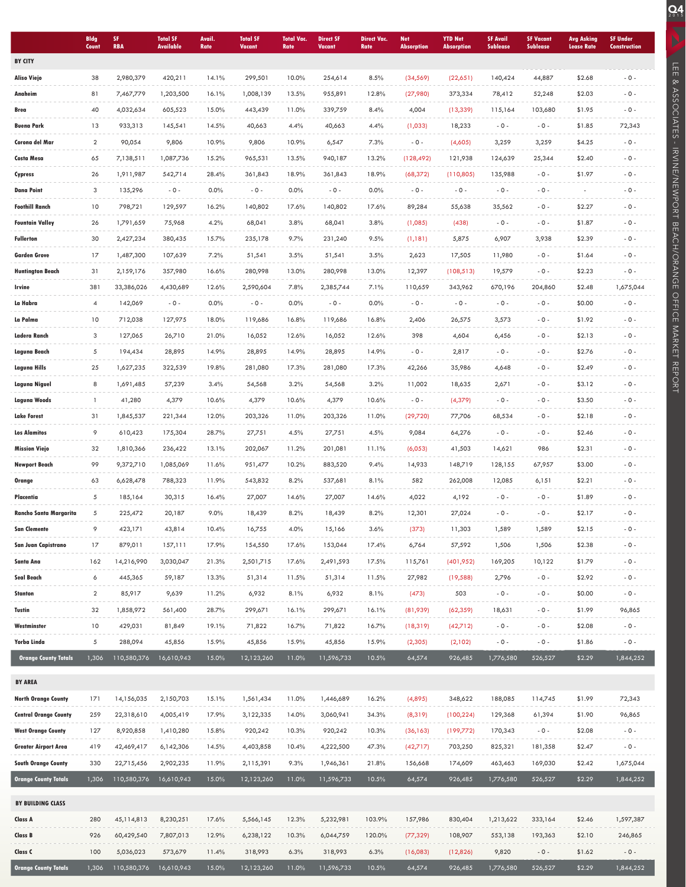| | Bldg Count | SF RBA | Total SF Available | Avail. Rate | Total SF Vacant | Total Vac. Rate | Direct SF Vacant | Direct Vac. Rate | Net Absorption | YTD Net Absorption | SF Avail Sublease | SF Vacant Sublease | Avg Asking Lease Rate | SF Under Construction |
|---|---|---|---|---|---|---|---|---|---|---|---|---|---|---|
| **BY CITY** | | | | | | | | | | | | | | |
| **Aliso Viejo** | 38 | 2,980,379 | 420,211 | 14.1% | 299,501 | 10.0% | 254,614 | 8.5% | (34,569) | (22,651) | 140,424 | 44,887 | $2.68 | - 0 - |
| **Anaheim** | 81 | 7,467,779 | 1,203,500 | 16.1% | 1,008,139 | 13.5% | 955,891 | 12.8% | (27,980) | 373,334 | 78,412 | 52,248 | $2.03 | - 0 - |
| **Brea** | 40 | 4,032,634 | 605,523 | 15.0% | 443,439 | 11.0% | 339,759 | 8.4% | 4,004 | (13,339) | 115,164 | 103,680 | $1.95 | - 0 - |
| **Buena Park** | 13 | 933,313 | 145,541 | 14.5% | 40,663 | 4.4% | 40,663 | 4.4% | (1,033) | 18,233 | - 0 - | - 0 - | $1.85 | 72,343 |
| **Corona del Mar** | 2 | 90,054 | 9,806 | 10.9% | 9,806 | 10.9% | 6,547 | 7.3% | - 0 - | (4,605) | 3,259 | 3,259 | $4.25 | - 0 - |
| **Costa Mesa** | 65 | 7,138,511 | 1,087,736 | 15.2% | 965,531 | 13.5% | 940,187 | 13.2% | (128,492) | 121,938 | 124,639 | 25,344 | $2.40 | - 0 - |
| **Cypress** | 26 | 1,911,987 | 542,714 | 28.4% | 361,843 | 18.9% | 361,843 | 18.9% | (68,372) | (110,805) | 135,988 | - 0 - | $1.97 | - 0 - |
| **Dana Point** | 3 | 135,296 | - 0 - | 0.0% | - 0 - | 0.0% | - 0 - | 0.0% | - 0 - | - 0 - | - 0 - | - 0 - | - | - 0 - |
| **Foothill Ranch** | 10 | 798,721 | 129,597 | 16.2% | 140,802 | 17.6% | 140,802 | 17.6% | 89,284 | 55,638 | 35,562 | - 0 - | $2.27 | - 0 - |
| **Fountain Valley** | 26 | 1,791,659 | 75,968 | 4.2% | 68,041 | 3.8% | 68,041 | 3.8% | (1,085) | (438) | - 0 - | - 0 - | $1.87 | - 0 - |
| **Fullerton** | 30 | 2,427,234 | 380,435 | 15.7% | 235,178 | 9.7% | 231,240 | 9.5% | (1,181) | 5,875 | 6,907 | 3,938 | $2.39 | - 0 - |
| **Garden Grove** | 17 | 1,487,300 | 107,639 | 7.2% | 51,541 | 3.5% | 51,541 | 3.5% | 2,623 | 17,505 | 11,980 | - 0 - | $1.64 | - 0 - |
| **Huntington Beach** | 31 | 2,159,176 | 357,980 | 16.6% | 280,998 | 13.0% | 280,998 | 13.0% | 12,397 | (108,513) | 19,579 | - 0 - | $2.23 | - 0 - |
| **Irvine** | 381 | 33,386,026 | 4,430,689 | 12.6% | 2,590,604 | 7.8% | 2,385,744 | 7.1% | 110,659 | 343,962 | 670,196 | 204,860 | $2.48 | 1,675,044 |
| **La Habra** | 4 | 142,069 | - 0 - | 0.0% | - 0 - | 0.0% | - 0 - | 0.0% | - 0 - | - 0 - | - 0 - | - 0 - | $0.00 | - 0 - |
| **La Palma** | 10 | 712,038 | 127,975 | 18.0% | 119,686 | 16.8% | 119,686 | 16.8% | 2,406 | 26,575 | 3,573 | - 0 - | $1.92 | - 0 - |
| **Ladera Ranch** | 3 | 127,065 | 26,710 | 21.0% | 16,052 | 12.6% | 16,052 | 12.6% | 398 | 4,604 | 6,456 | - 0 - | $2.13 | - 0 - |
| **Laguna Beach** | 5 | 194,434 | 28,895 | 14.9% | 28,895 | 14.9% | 28,895 | 14.9% | - 0 - | 2,817 | - 0 - | - 0 - | $2.76 | - 0 - |
| **Laguna Hills** | 25 | 1,627,235 | 322,539 | 19.8% | 281,080 | 17.3% | 281,080 | 17.3% | 42,266 | 35,986 | 4,648 | - 0 - | $2.49 | - 0 - |
| **Laguna Niguel** | 8 | 1,691,485 | 57,239 | 3.4% | 54,568 | 3.2% | 54,568 | 3.2% | 11,002 | 18,635 | 2,671 | - 0 - | $3.12 | - 0 - |
| **Laguna Woods** | 1 | 41,280 | 4,379 | 10.6% | 4,379 | 10.6% | 4,379 | 10.6% | - 0 - | (4,379) | - 0 - | - 0 - | $3.50 | - 0 - |
| **Lake Forest** | 31 | 1,845,537 | 221,344 | 12.0% | 203,326 | 11.0% | 203,326 | 11.0% | (29,720) | 77,706 | 68,534 | - 0 - | $2.18 | - 0 - |
| **Los Alamitos** | 9 | 610,423 | 175,304 | 28.7% | 27,751 | 4.5% | 27,751 | 4.5% | 9,084 | 64,276 | - 0 - | - 0 - | $2.46 | - 0 - |
| **Mission Viejo** | 32 | 1,810,366 | 236,422 | 13.1% | 202,067 | 11.2% | 201,081 | 11.1% | (6,053) | 41,503 | 14,621 | 986 | $2.31 | - 0 - |
| **Newport Beach** | 99 | 9,372,710 | 1,085,069 | 11.6% | 951,477 | 10.2% | 883,520 | 9.4% | 14,933 | 148,719 | 128,155 | 67,957 | $3.00 | - 0 - |
| **Orange** | 63 | 6,628,478 | 788,323 | 11.9% | 543,832 | 8.2% | 537,681 | 8.1% | 582 | 262,008 | 12,085 | 6,151 | $2.21 | - 0 - |
| **Placentia** | 5 | 185,164 | 30,315 | 16.4% | 27,007 | 14.6% | 27,007 | 14.6% | 4,022 | 4,192 | - 0 - | - 0 - | $1.89 | - 0 - |
| **Rancho Santa Margarita** | 5 | 225,472 | 20,187 | 9.0% | 18,439 | 8.2% | 18,439 | 8.2% | 12,301 | 27,024 | - 0 - | - 0 - | $2.17 | - 0 - |
| **San Clemente** | 9 | 423,171 | 43,814 | 10.4% | 16,755 | 4.0% | 15,166 | 3.6% | (373) | 11,303 | 1,589 | 1,589 | $2.15 | - 0 - |
| **San Juan Capistrano** | 17 | 879,011 | 157,111 | 17.9% | 154,550 | 17.6% | 153,044 | 17.4% | 6,764 | 57,592 | 1,506 | 1,506 | $2.38 | - 0 - |
| **Santa Ana** | 162 | 14,216,990 | 3,030,047 | 21.3% | 2,501,715 | 17.6% | 2,491,593 | 17.5% | 115,761 | (401,952) | 169,205 | 10,122 | $1.79 | - 0 - |
| **Seal Beach** | 6 | 445,365 | 59,187 | 13.3% | 51,314 | 11.5% | 51,314 | 11.5% | 27,982 | (19,588) | 2,796 | - 0 - | $2.92 | - 0 - |
| **Stanton** | 2 | 85,917 | 9,639 | 11.2% | 6,932 | 8.1% | 6,932 | 8.1% | (473) | 503 | - 0 - | - 0 - | $0.00 | - 0 - |
| **Tustin** | 32 | 1,858,972 | 561,400 | 28.7% | 299,671 | 16.1% | 299,671 | 16.1% | (81,939) | (62,359) | 18,631 | - 0 - | $1.99 | 96,865 |
| **Westminster** | 10 | 429,031 | 81,849 | 19.1% | 71,822 | 16.7% | 71,822 | 16.7% | (18,319) | (42,712) | - 0 - | - 0 - | $2.08 | - 0 - |
| **Yorba Linda** | 5 | 288,094 | 45,856 | 15.9% | 45,856 | 15.9% | 45,856 | 15.9% | (2,305) | (2,102) | - 0 - | - 0 - | $1.86 | - 0 - |
| **Orange County Totals** | 1,306 | 110,580,376 | 16,610,943 | 15.0% | 12,123,260 | 11.0% | 11,596,733 | 10.5% | 64,574 | 926,485 | 1,776,580 | 526,527 | $2.29 | 1,844,252 |
| **BY AREA** | | | | | | | | | | | | | | |
| **North Orange County** | 171 | 14,156,035 | 2,150,703 | 15.1% | 1,561,434 | 11.0% | 1,446,689 | 16.2% | (4,895) | 348,622 | 188,085 | 114,745 | $1.99 | 72,343 |
| **Central Orange County** | 259 | 22,318,610 | 4,005,419 | 17.9% | 3,122,335 | 14.0% | 3,060,941 | 34.3% | (8,319) | (100,224) | 129,368 | 61,394 | $1.90 | 96,865 |
| **West Orange County** | 127 | 8,920,858 | 1,410,280 | 15.8% | 920,242 | 10.3% | 920,242 | 10.3% | (36,163) | (199,772) | 170,343 | - 0 - | $2.08 | - 0 - |
| **Greater Airport Area** | 419 | 42,469,417 | 6,142,306 | 14.5% | 4,403,858 | 10.4% | 4,222,500 | 47.3% | (42,717) | 703,250 | 825,321 | 181,358 | $2.47 | - 0 - |
| **South Orange County** | 330 | 22,715,456 | 2,902,235 | 11.9% | 2,115,391 | 9.3% | 1,946,361 | 21.8% | 156,668 | 174,609 | 463,463 | 169,030 | $2.42 | 1,675,044 |
| **Orange County Totals** | 1,306 | 110,580,376 | 16,610,943 | 15.0% | 12,123,260 | 11.0% | 11,596,733 | 10.5% | 64,574 | 926,485 | 1,776,580 | 526,527 | $2.29 | 1,844,252 |
| **BY BUILDING CLASS** | | | | | | | | | | | | | | |
| **Class A** | 280 | 45,114,813 | 8,230,251 | 17.6% | 5,566,145 | 12.3% | 5,232,981 | 103.9% | 157,986 | 830,404 | 1,213,622 | 333,164 | $2.46 | 1,597,387 |
| **Class B** | 926 | 60,429,540 | 7,807,013 | 12.9% | 6,238,122 | 10.3% | 6,044,759 | 120.0% | (77,329) | 108,907 | 553,138 | 193,363 | $2.10 | 246,865 |
| **Class C** | 100 | 5,036,023 | 573,679 | 11.4% | 318,993 | 6.3% | 318,993 | 6.3% | (16,083) | (12,826) | 9,820 | - 0 - | $1.62 | - 0 - |
| **Orange County Totals** | 1,306 | 110,580,376 | 16,610,943 | 15.0% | 12,123,260 | 11.0% | 11,596,733 | 10.5% | 64,574 | 926,485 | 1,776,580 | 526,527 | $2.29 | 1,844,252 |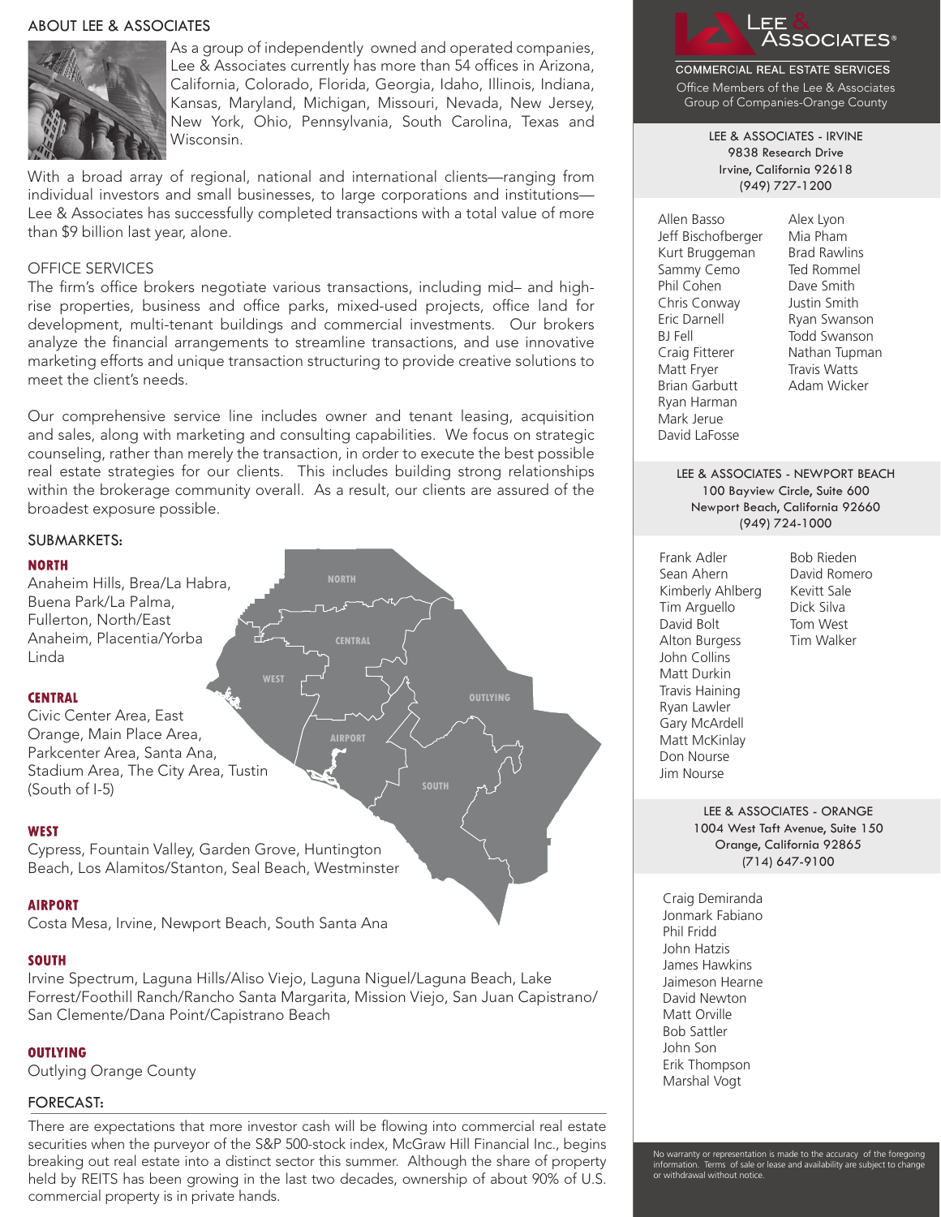## ABOUT LEE & ASSOCIATES

As a group of independently owned and operated companies, Lee & Associates currently has more than 54 offices in Arizona, California, Colorado, Florida, Georgia, Idaho, Illinois, Indiana, Kansas, Maryland, Michigan, Missouri, Nevada, New Jersey, New York, Ohio, Pennsylvania, South Carolina, Texas and Wisconsin.

With a broad array of regional, national and international clients—ranging from individual investors and small businesses, to large corporations and institutions—Lee & Associates has successfully completed transactions with a total value of more than $9 billion last year, alone.

## OFFICE SERVICES

The firm's office brokers negotiate various transactions, including mid– and high-rise properties, business and office parks, mixed-used projects, office land for development, multi-tenant buildings and commercial investments. Our brokers analyze the financial arrangements to streamline transactions, and use innovative marketing efforts and unique transaction structuring to provide creative solutions to meet the client's needs.

Our comprehensive service line includes owner and tenant leasing, acquisition and sales, along with marketing and consulting capabilities. We focus on strategic counseling, rather than merely the transaction, in order to execute the best possible real estate strategies for our clients. This includes building strong relationships within the brokerage community overall. As a result, our clients are assured of the broadest exposure possible.

## SUBMARKETS:

**NORTH**
Anaheim Hills, Brea/La Habra, Buena Park/La Palma, Fullerton, North/East Anaheim, Placentia/Yorba Linda

**CENTRAL**
Civic Center Area, East Orange, Main Place Area, Parkcenter Area, Santa Ana, Stadium Area, The City Area, Tustin (South of I-5)

**WEST**
Cypress, Fountain Valley, Garden Grove, Huntington Beach, Los Alamitos/Stanton, Seal Beach, Westminster

**AIRPORT**
Costa Mesa, Irvine, Newport Beach, South Santa Ana

**SOUTH**
Irvine Spectrum, Laguna Hills/Aliso Viejo, Laguna Niguel/Laguna Beach, Lake Forrest/Foothill Ranch/Rancho Santa Margarita, Mission Viejo, San Juan Capistrano/San Clemente/Dana Point/Capistrano Beach

**OUTLYING**
Outlying Orange County

NORTH
CENTRAL
WEST
OUTLYING
AIRPORT
SOUTH

## FORECAST:

There are expectations that more investor cash will be flowing into commercial real estate securities when the purveyor of the S&P 500-stock index, McGraw Hill Financial Inc., begins breaking out real estate into a distinct sector this summer. Although the share of property held by REITS has been growing in the last two decades, ownership of about 90% of U.S. commercial property is in private hands.

---

**LEE & ASSOCIATES®**
COMMERCIAL REAL ESTATE SERVICES
Office Members of the Lee & Associates Group of Companies-Orange County

**LEE & ASSOCIATES - IRVINE**
9838 Research Drive
Irvine, California 92618
(949) 727-1200

Allen Basso
Jeff Bischofberger
Kurt Bruggeman
Sammy Cemo
Phil Cohen
Chris Conway
Eric Darnell
BJ Fell
Craig Fitterer
Matt Fryer
Brian Garbutt
Ryan Harman
Mark Jerue
David LaFosse
Alex Lyon
Mia Pham
Brad Rawlins
Ted Rommel
Dave Smith
Justin Smith
Ryan Swanson
Todd Swanson
Nathan Tupman
Travis Watts
Adam Wicker

**LEE & ASSOCIATES - NEWPORT BEACH**
100 Bayview Circle, Suite 600
Newport Beach, California 92660
(949) 724-1000

Frank Adler
Sean Ahern
Kimberly Ahlberg
Tim Arguello
David Bolt
Alton Burgess
John Collins
Matt Durkin
Travis Haining
Ryan Lawler
Gary McArdell
Matt McKinlay
Don Nourse
Jim Nourse
Bob Rieden
David Romero
Kevitt Sale
Dick Silva
Tom West
Tim Walker

**LEE & ASSOCIATES - ORANGE**
1004 West Taft Avenue, Suite 150
Orange, California 92865
(714) 647-9100

Craig Demiranda
Jonmark Fabiano
Phil Fridd
John Hatzis
James Hawkins
Jaimeson Hearne
David Newton
Matt Orville
Bob Sattler
John Son
Erik Thompson
Marshal Vogt

No warranty or representation is made to the accuracy of the foregoing information. Terms of sale or lease and availability are subject to change or withdrawal without notice.